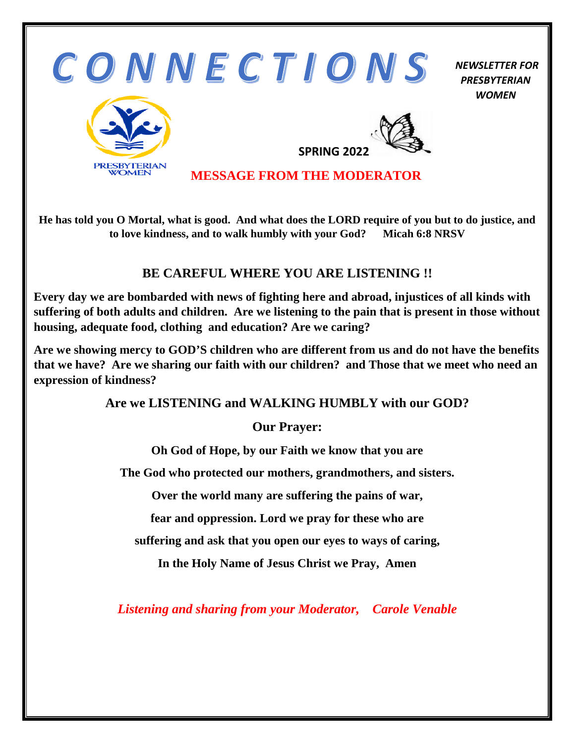# CONNECTIONS

*NEWSLETTER FOR PRESBYTERIAN WOMEN*

PRESBYTERIAN WOMEN

**SPRING 2022**

## MESSAGE FROM THE MODERATOR

**He has told you O Mortal, what is good. And what does the LORD require of you but to do justice, and to love kindness, and to walk humbly with your God? Micah 6:8 NRSV**

### BE CAREFUL WHERE YOU ARE LISTENING !!

**Every day we are bombarded with news of fighting here and abroad, injustices of all kinds with suffering of both adults and children. Are we listening to the pain that is present in those without housing, adequate food, clothing and education? Are we caring?**

**Are we showing mercy to GOD'S children who are different from us and do not have the benefits that we have? Are we sharing our faith with our children? and Those that we meet who need an expression of kindness?**

**Are we LISTENING and WALKING HUMBLY with our GOD?**

**Our Prayer:**

**Oh God of Hope, by our Faith we know that you are**

**The God who protected our mothers, grandmothers, and sisters.**

**Over the world many are suffering the pains of war,**

**fear and oppression. Lord we pray for these who are**

**suffering and ask that you open our eyes to ways of caring,**

**In the Holy Name of Jesus Christ we Pray, Amen**

***Listening and sharing from your Moderator, Carole Venable***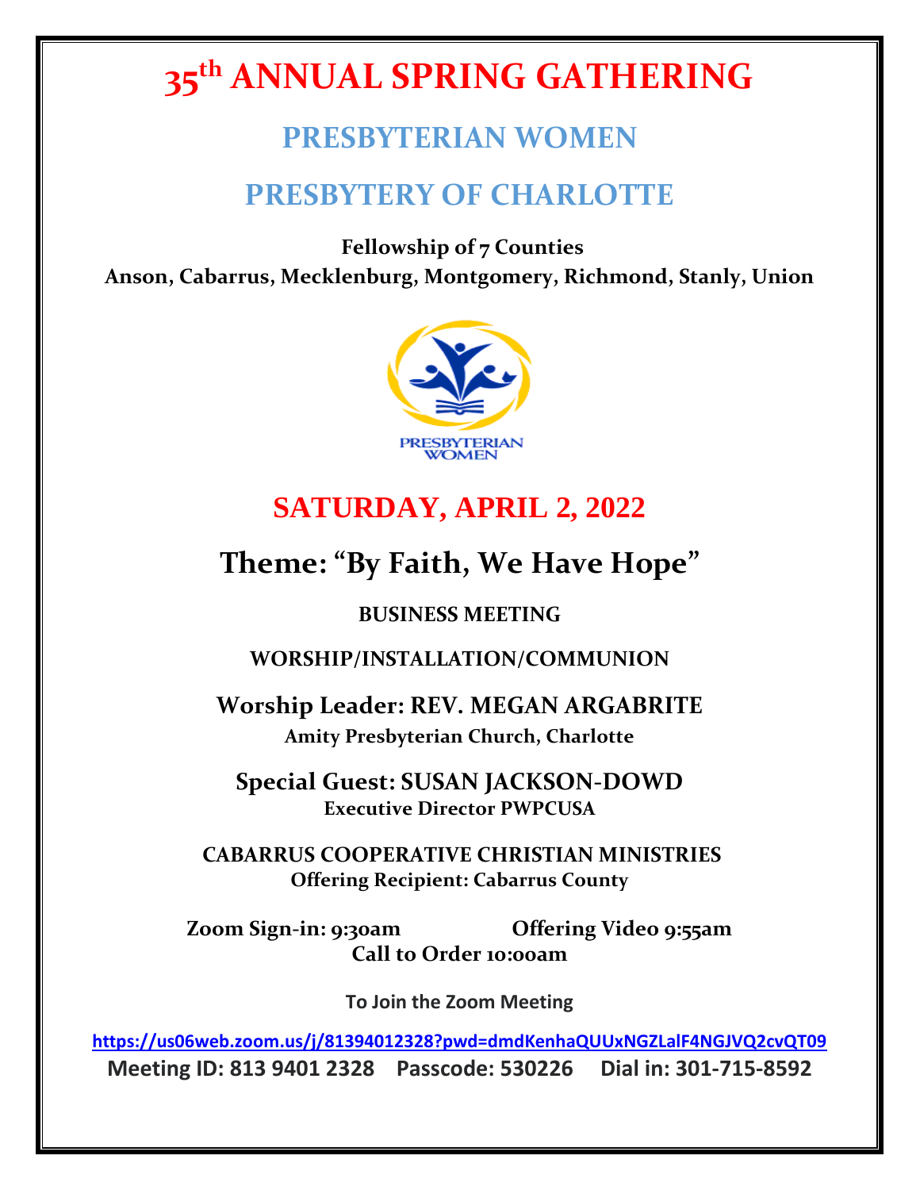# 35th ANNUAL SPRING GATHERING

## PRESBYTERIAN WOMEN

## PRESBYTERY OF CHARLOTTE

**Fellowship of 7 Counties**
**Anson, Cabarrus, Mecklenburg, Montgomery, Richmond, Stanly, Union**

PRESBYTERIAN WOMEN

## SATURDAY, APRIL 2, 2022

## Theme: "By Faith, We Have Hope"

**BUSINESS MEETING**

**WORSHIP/INSTALLATION/COMMUNION**

**Worship Leader: REV. MEGAN ARGABRITE**
**Amity Presbyterian Church, Charlotte**

**Special Guest: SUSAN JACKSON-DOWD**
**Executive Director PWPCUSA**

**CABARRUS COOPERATIVE CHRISTIAN MINISTRIES**
**Offering Recipient: Cabarrus County**

**Zoom Sign-in: 9:30am** **Offering Video 9:55am**
**Call to Order 10:00am**

**To Join the Zoom Meeting**

https://us06web.zoom.us/j/81394012328?pwd=dmdKenhaQUUxNGZLalF4NGJVQ2cvQT09

**Meeting ID: 813 9401 2328 Passcode: 530226 Dial in: 301-715-8592**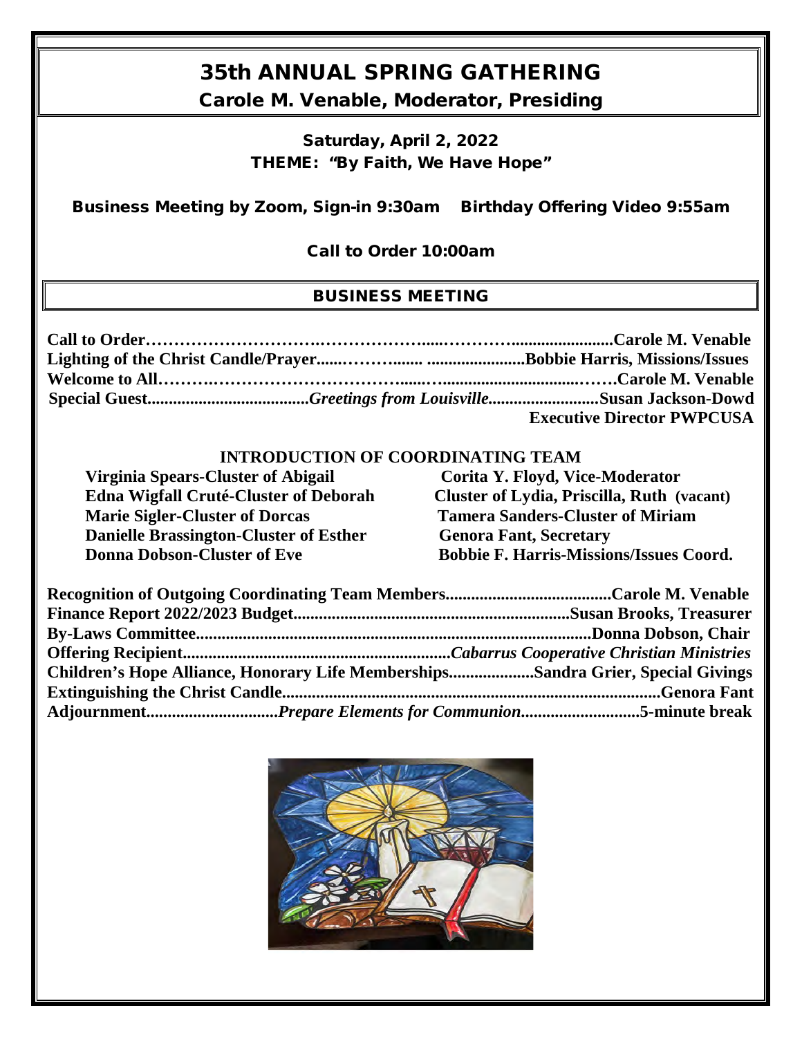# 35th ANNUAL SPRING GATHERING

## Carole M. Venable, Moderator, Presiding

Saturday, April 2, 2022

THEME: "By Faith, We Have Hope"

Business Meeting by Zoom, Sign-in 9:30am    Birthday Offering Video 9:55am

Call to Order 10:00am

## BUSINESS MEETING

**Call to Order……………………………………………………………………Carole M. Venable**
**Lighting of the Christ Candle/Prayer………………………………Bobbie Harris, Missions/Issues**
**Welcome to All……………………………………………………………………Carole M. Venable**
**Special Guest……………………*Greetings from Louisville*……………………Susan Jackson-Dowd**
**Executive Director PWPCUSA**

### INTRODUCTION OF COORDINATING TEAM

**Virginia Spears-Cluster of Abigail**
**Edna Wigfall Cruté-Cluster of Deborah**
**Marie Sigler-Cluster of Dorcas**
**Danielle Brassington-Cluster of Esther**
**Donna Dobson-Cluster of Eve**
**Corita Y. Floyd, Vice-Moderator**
**Cluster of Lydia, Priscilla, Ruth (vacant)**
**Tamera Sanders-Cluster of Miriam**
**Genora Fant, Secretary**
**Bobbie F. Harris-Missions/Issues Coord.**

**Recognition of Outgoing Coordinating Team Members……………………Carole M. Venable**
**Finance Report 2022/2023 Budget……………………………………………Susan Brooks, Treasurer**
**By-Laws Committee………………………………………………………………Donna Dobson, Chair**
**Offering Recipient……………………………………………*Cabarrus Cooperative Christian Ministries***
**Children's Hope Alliance, Honorary Life Memberships……………Sandra Grier, Special Givings**
**Extinguishing the Christ Candle……………………………………………………………Genora Fant**
**Adjournment…………………………*Prepare Elements for Communion*……………………5-minute break**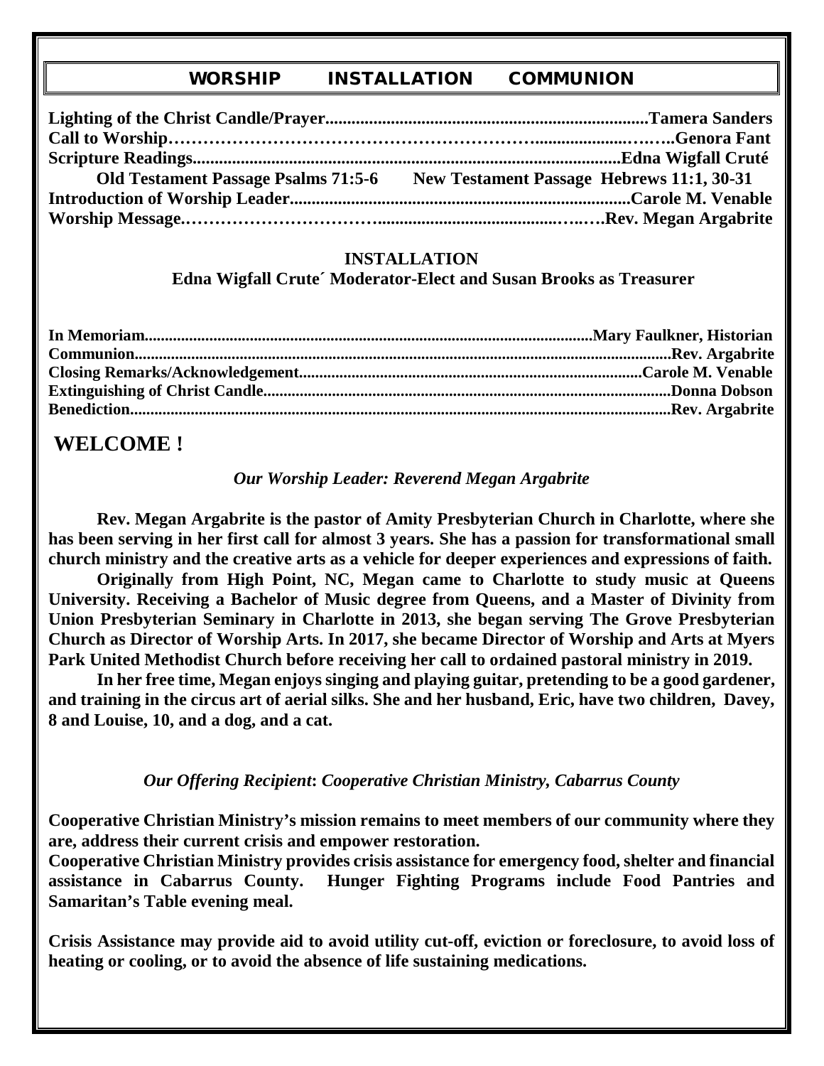## WORSHIP INSTALLATION COMMUNION

**Lighting of the Christ Candle/Prayer.........................................................................Tamera Sanders**
**Call to Worship……………………………………………………...........................……..Genora Fant**
**Scripture Readings.................................................................................................Edna Wigfall Cruté**
**Old Testament Passage Psalms 71:5-6 New Testament Passage Hebrews 11:1, 30-31**
**Introduction of Worship Leader.............................................................................Carole M. Venable**
**Worship Message.…………………………….................................….….Rev. Megan Argabrite**

**INSTALLATION**

**Edna Wigfall Crute´ Moderator-Elect and Susan Brooks as Treasurer**

**In Memoriam..............................................................................................................Mary Faulkner, Historian**
**Communion...................................................................................................................................Rev. Argabrite**
**Closing Remarks/Acknowledgement...................................................................................Carole M. Venable**
**Extinguishing of Christ Candle...................................................................................................Donna Dobson**
**Benediction...................................................................................................................................Rev. Argabrite**

## WELCOME !

***Our Worship Leader: Reverend Megan Argabrite***

**Rev. Megan Argabrite is the pastor of Amity Presbyterian Church in Charlotte, where she has been serving in her first call for almost 3 years. She has a passion for transformational small church ministry and the creative arts as a vehicle for deeper experiences and expressions of faith.**

**Originally from High Point, NC, Megan came to Charlotte to study music at Queens University. Receiving a Bachelor of Music degree from Queens, and a Master of Divinity from Union Presbyterian Seminary in Charlotte in 2013, she began serving The Grove Presbyterian Church as Director of Worship Arts. In 2017, she became Director of Worship and Arts at Myers Park United Methodist Church before receiving her call to ordained pastoral ministry in 2019.**

**In her free time, Megan enjoys singing and playing guitar, pretending to be a good gardener, and training in the circus art of aerial silks. She and her husband, Eric, have two children, Davey, 8 and Louise, 10, and a dog, and a cat.**

***Our Offering Recipient: Cooperative Christian Ministry, Cabarrus County***

**Cooperative Christian Ministry's mission remains to meet members of our community where they are, address their current crisis and empower restoration.**
**Cooperative Christian Ministry provides crisis assistance for emergency food, shelter and financial assistance in Cabarrus County. Hunger Fighting Programs include Food Pantries and Samaritan's Table evening meal.**

**Crisis Assistance may provide aid to avoid utility cut-off, eviction or foreclosure, to avoid loss of heating or cooling, or to avoid the absence of life sustaining medications.**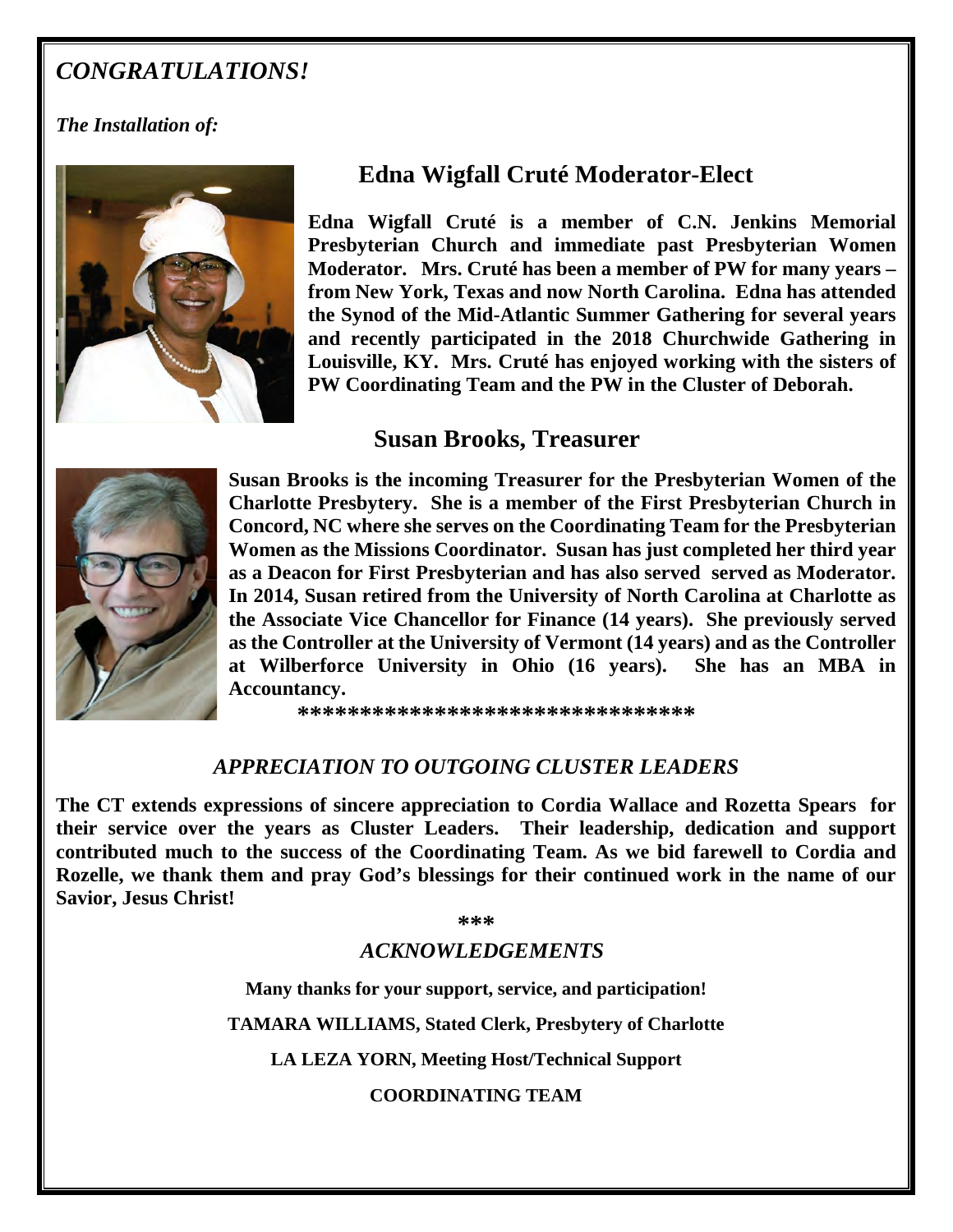# *CONGRATULATIONS!*

***The Installation of:***

## Edna Wigfall Cruté Moderator-Elect

**Edna Wigfall Cruté is a member of C.N. Jenkins Memorial Presbyterian Church and immediate past Presbyterian Women Moderator. Mrs. Cruté has been a member of PW for many years – from New York, Texas and now North Carolina. Edna has attended the Synod of the Mid-Atlantic Summer Gathering for several years and recently participated in the 2018 Churchwide Gathering in Louisville, KY. Mrs. Cruté has enjoyed working with the sisters of PW Coordinating Team and the PW in the Cluster of Deborah.**

## Susan Brooks, Treasurer

**Susan Brooks is the incoming Treasurer for the Presbyterian Women of the Charlotte Presbytery. She is a member of the First Presbyterian Church in Concord, NC where she serves on the Coordinating Team for the Presbyterian Women as the Missions Coordinator. Susan has just completed her third year as a Deacon for First Presbyterian and has also served served as Moderator. In 2014, Susan retired from the University of North Carolina at Charlotte as the Associate Vice Chancellor for Finance (14 years). She previously served as the Controller at the University of Vermont (14 years) and as the Controller at Wilberforce University in Ohio (16 years). She has an MBA in Accountancy.**

**********************************

## *APPRECIATION TO OUTGOING CLUSTER LEADERS*

**The CT extends expressions of sincere appreciation to Cordia Wallace and Rozetta Spears for their service over the years as Cluster Leaders. Their leadership, dedication and support contributed much to the success of the Coordinating Team. As we bid farewell to Cordia and Rozelle, we thank them and pray God's blessings for their continued work in the name of our Savior, Jesus Christ!**

***

## *ACKNOWLEDGEMENTS*

**Many thanks for your support, service, and participation!**

**TAMARA WILLIAMS, Stated Clerk, Presbytery of Charlotte**

**LA LEZA YORN, Meeting Host/Technical Support**

**COORDINATING TEAM**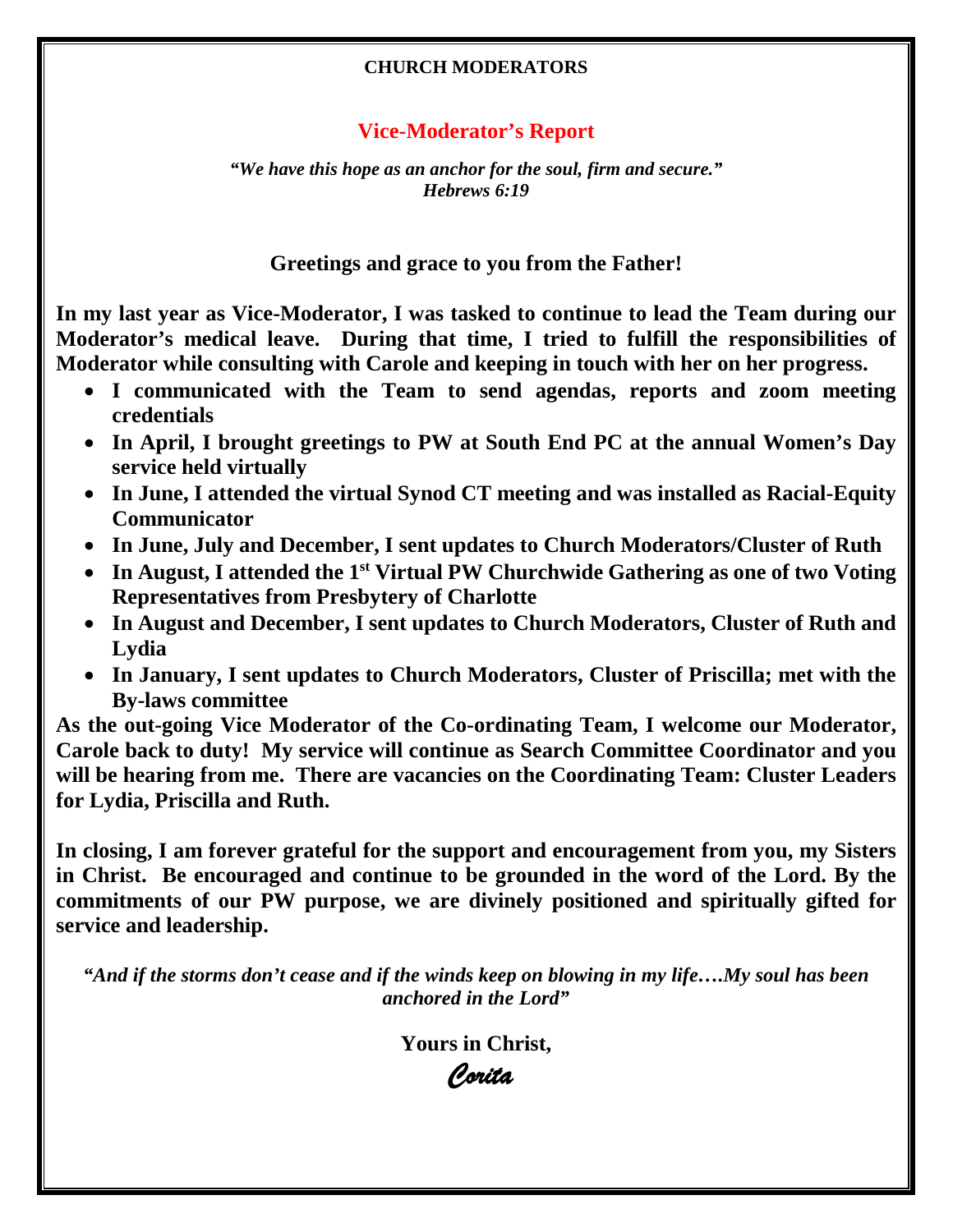**CHURCH MODERATORS**

## Vice-Moderator's Report

*"We have this hope as an anchor for the soul, firm and secure."*
*Hebrews 6:19*

**Greetings and grace to you from the Father!**

**In my last year as Vice-Moderator, I was tasked to continue to lead the Team during our Moderator's medical leave. During that time, I tried to fulfill the responsibilities of Moderator while consulting with Carole and keeping in touch with her on her progress.**

- **I communicated with the Team to send agendas, reports and zoom meeting credentials**
- **In April, I brought greetings to PW at South End PC at the annual Women's Day service held virtually**
- **In June, I attended the virtual Synod CT meeting and was installed as Racial-Equity Communicator**
- **In June, July and December, I sent updates to Church Moderators/Cluster of Ruth**
- **In August, I attended the 1st Virtual PW Churchwide Gathering as one of two Voting Representatives from Presbytery of Charlotte**
- **In August and December, I sent updates to Church Moderators, Cluster of Ruth and Lydia**
- **In January, I sent updates to Church Moderators, Cluster of Priscilla; met with the By-laws committee**

**As the out-going Vice Moderator of the Co-ordinating Team, I welcome our Moderator, Carole back to duty! My service will continue as Search Committee Coordinator and you will be hearing from me. There are vacancies on the Coordinating Team: Cluster Leaders for Lydia, Priscilla and Ruth.**

**In closing, I am forever grateful for the support and encouragement from you, my Sisters in Christ. Be encouraged and continue to be grounded in the word of the Lord. By the commitments of our PW purpose, we are divinely positioned and spiritually gifted for service and leadership.**

***"And if the storms don't cease and if the winds keep on blowing in my life….My soul has been anchored in the Lord"***

**Yours in Christ,**

*Corita*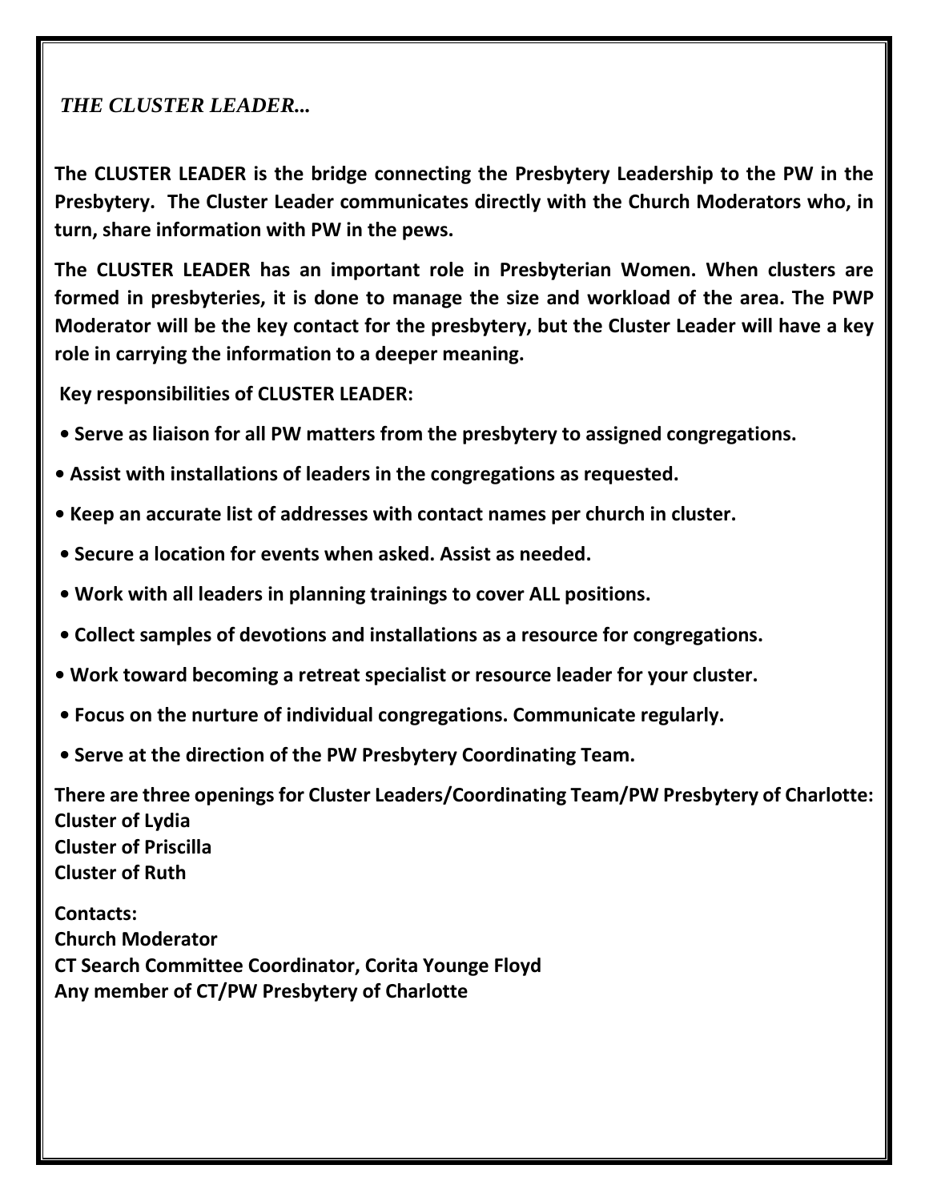### *THE CLUSTER LEADER…*

**The CLUSTER LEADER is the bridge connecting the Presbytery Leadership to the PW in the Presbytery. The Cluster Leader communicates directly with the Church Moderators who, in turn, share information with PW in the pews.**

**The CLUSTER LEADER has an important role in Presbyterian Women. When clusters are formed in presbyteries, it is done to manage the size and workload of the area. The PWP Moderator will be the key contact for the presbytery, but the Cluster Leader will have a key role in carrying the information to a deeper meaning.**

**Key responsibilities of CLUSTER LEADER:**

- **Serve as liaison for all PW matters from the presbytery to assigned congregations.**
- **Assist with installations of leaders in the congregations as requested.**
- **Keep an accurate list of addresses with contact names per church in cluster.**
- **Secure a location for events when asked. Assist as needed.**
- **Work with all leaders in planning trainings to cover ALL positions.**
- **Collect samples of devotions and installations as a resource for congregations.**
- **Work toward becoming a retreat specialist or resource leader for your cluster.**
- **Focus on the nurture of individual congregations. Communicate regularly.**
- **Serve at the direction of the PW Presbytery Coordinating Team.**

**There are three openings for Cluster Leaders/Coordinating Team/PW Presbytery of Charlotte:**
**Cluster of Lydia**
**Cluster of Priscilla**
**Cluster of Ruth**

**Contacts:**
**Church Moderator**
**CT Search Committee Coordinator, Corita Younge Floyd**
**Any member of CT/PW Presbytery of Charlotte**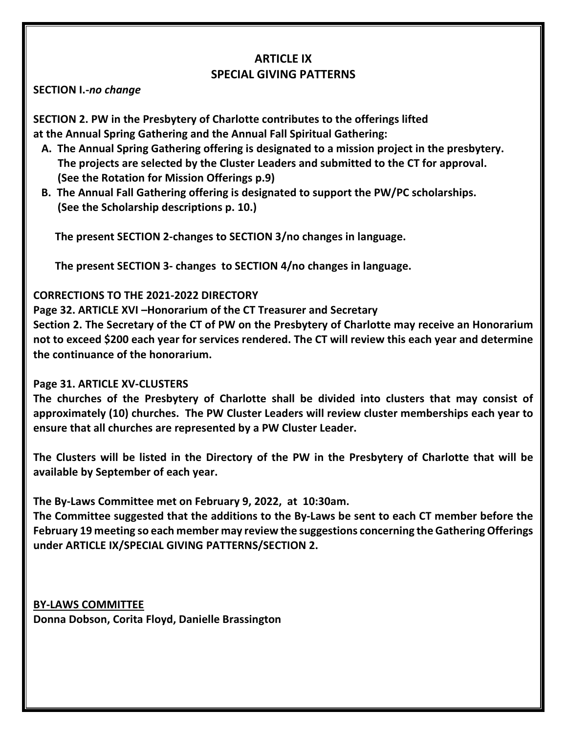## ARTICLE IX
## SPECIAL GIVING PATTERNS

**SECTION I.-*no change***

**SECTION 2. PW in the Presbytery of Charlotte contributes to the offerings lifted at the Annual Spring Gathering and the Annual Fall Spiritual Gathering:**

**A. The Annual Spring Gathering offering is designated to a mission project in the presbytery. The projects are selected by the Cluster Leaders and submitted to the CT for approval. (See the Rotation for Mission Offerings p.9)**

**B. The Annual Fall Gathering offering is designated to support the PW/PC scholarships. (See the Scholarship descriptions p. 10.)**

**The present SECTION 2-changes to SECTION 3/no changes in language.**

**The present SECTION 3- changes to SECTION 4/no changes in language.**

**CORRECTIONS TO THE 2021-2022 DIRECTORY**

**Page 32. ARTICLE XVI –Honorarium of the CT Treasurer and Secretary**

**Section 2. The Secretary of the CT of PW on the Presbytery of Charlotte may receive an Honorarium not to exceed $200 each year for services rendered. The CT will review this each year and determine the continuance of the honorarium.**

**Page 31. ARTICLE XV-CLUSTERS**

**The churches of the Presbytery of Charlotte shall be divided into clusters that may consist of approximately (10) churches. The PW Cluster Leaders will review cluster memberships each year to ensure that all churches are represented by a PW Cluster Leader.**

**The Clusters will be listed in the Directory of the PW in the Presbytery of Charlotte that will be available by September of each year.**

**The By-Laws Committee met on February 9, 2022, at 10:30am.**

**The Committee suggested that the additions to the By-Laws be sent to each CT member before the February 19 meeting so each member may review the suggestions concerning the Gathering Offerings under ARTICLE IX/SPECIAL GIVING PATTERNS/SECTION 2.**

**BY-LAWS COMMITTEE**

**Donna Dobson, Corita Floyd, Danielle Brassington**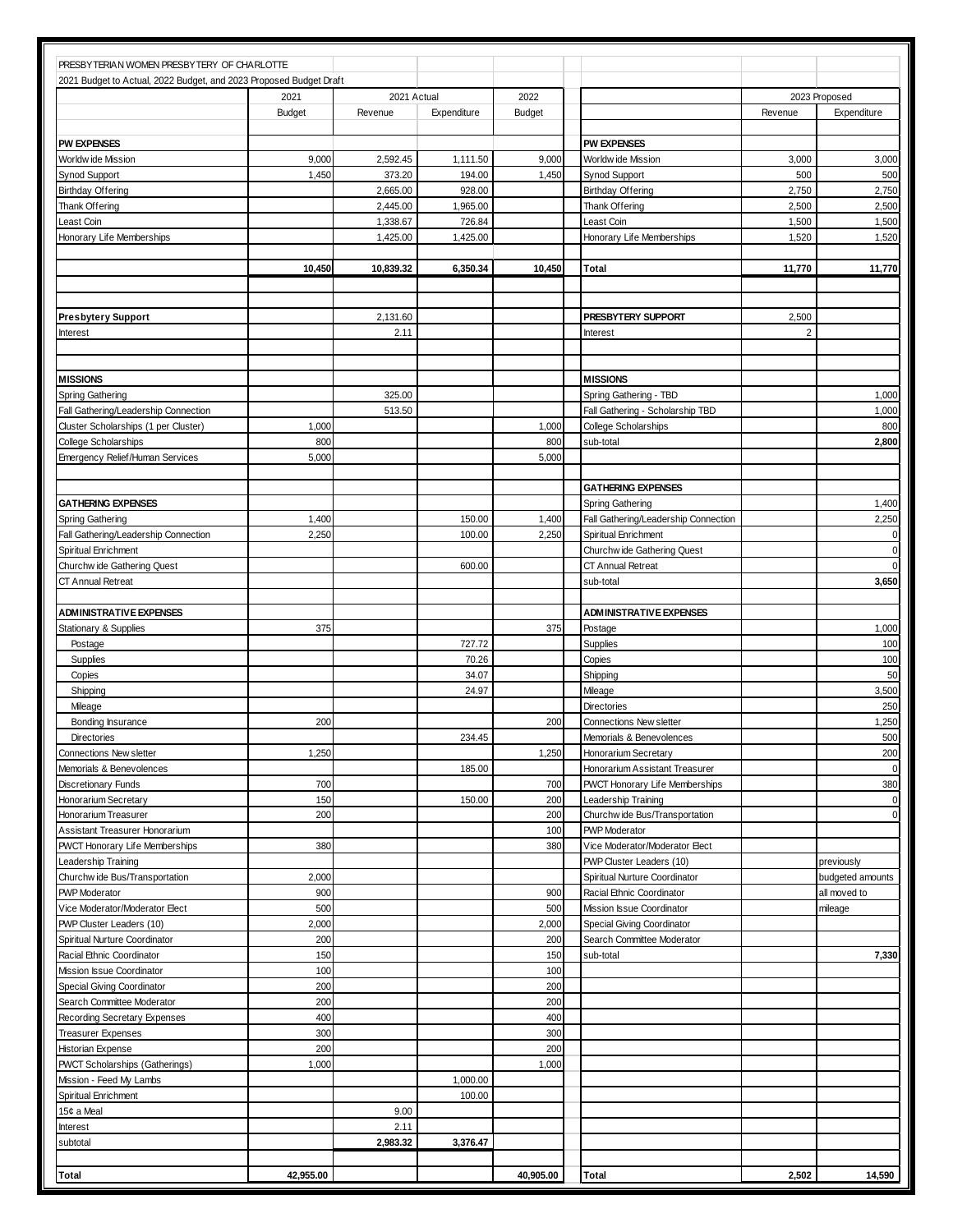PRESBYTERIAN WOMEN PRESBYTERY OF CHARLOTTE

2021 Budget to Actual, 2022 Budget, and 2023 Proposed Budget Draft

| | 2021 | 2021 Actual | | 2022 | | 2023 Proposed | |
|---|---|---|---|---|---|---|---|
| | Budget | Revenue | Expenditure | Budget | | Revenue | Expenditure |
| **PW EXPENSES** | | | | | **PW EXPENSES** | | |
| Worldwide Mission | 9,000 | 2,592.45 | 1,111.50 | 9,000 | Worldwide Mission | 3,000 | 3,000 |
| Synod Support | 1,450 | 373.20 | 194.00 | 1,450 | Synod Support | 500 | 500 |
| Birthday Offering | | 2,665.00 | 928.00 | | Birthday Offering | 2,750 | 2,750 |
| Thank Offering | | 2,445.00 | 1,965.00 | | Thank Offering | 2,500 | 2,500 |
| Least Coin | | 1,338.67 | 726.84 | | Least Coin | 1,500 | 1,500 |
| Honorary Life Memberships | | 1,425.00 | 1,425.00 | | Honorary Life Memberships | 1,520 | 1,520 |
| | **10,450** | **10,839.32** | **6,350.34** | **10,450** | **Total** | **11,770** | **11,770** |
| **Presbytery Support** | | 2,131.60 | | | **PRESBYTERY SUPPORT** | 2,500 | |
| Interest | | 2.11 | | | Interest | 2 | |
| **MISSIONS** | | | | | **MISSIONS** | | |
| Spring Gathering | | 325.00 | | | Spring Gathering - TBD | | 1,000 |
| Fall Gathering/Leadership Connection | | 513.50 | | | Fall Gathering - Scholarship TBD | | 1,000 |
| Cluster Scholarships (1 per Cluster) | 1,000 | | | 1,000 | College Scholarships | | 800 |
| College Scholarships | 800 | | | 800 | sub-total | | **2,800** |
| Emergency Relief/Human Services | 5,000 | | | 5,000 | | | |
| | | | | | **GATHERING EXPENSES** | | |
| **GATHERING EXPENSES** | | | | | Spring Gathering | | 1,400 |
| Spring Gathering | 1,400 | | 150.00 | 1,400 | Fall Gathering/Leadership Connection | | 2,250 |
| Fall Gathering/Leadership Connection | 2,250 | | 100.00 | 2,250 | Spiritual Enrichment | | 0 |
| Spiritual Enrichment | | | | | Churchwide Gathering Quest | | 0 |
| Churchwide Gathering Quest | | | 600.00 | | CT Annual Retreat | | 0 |
| CT Annual Retreat | | | | | sub-total | | **3,650** |
| **ADMINISTRATIVE EXPENSES** | | | | | **ADMINISTRATIVE EXPENSES** | | |
| Stationary & Supplies | 375 | | | 375 | Postage | | 1,000 |
| Postage | | | 727.72 | | Supplies | | 100 |
| Supplies | | | 70.26 | | Copies | | 100 |
| Copies | | | 34.07 | | Shipping | | 50 |
| Shipping | | | 24.97 | | Mileage | | 3,500 |
| Mileage | | | | | Directories | | 250 |
| Bonding Insurance | 200 | | | 200 | Connections Newsletter | | 1,250 |
| Directories | | | 234.45 | | Memorials & Benevolences | | 500 |
| Connections Newsletter | 1,250 | | | 1,250 | Honorarium Secretary | | 200 |
| Memorials & Benevolences | | | 185.00 | | Honorarium Assistant Treasurer | | 0 |
| Discretionary Funds | 700 | | | 700 | PWCT Honorary Life Memberships | | 380 |
| Honorarium Secretary | 150 | | 150.00 | 200 | Leadership Training | | 0 |
| Honorarium Treasurer | 200 | | | 200 | Churchwide Bus/Transportation | | 0 |
| Assistant Treasurer Honorarium | | | | 100 | PWP Moderator | | |
| PWCT Honorary Life Memberships | 380 | | | 380 | Vice Moderator/Moderator Elect | | |
| Leadership Training | | | | | PWP Cluster Leaders (10) | | previously |
| Churchwide Bus/Transportation | 2,000 | | | | Spiritual Nurture Coordinator | | budgeted amounts |
| PWP Moderator | 900 | | | 900 | Racial Ethnic Coordinator | | all moved to |
| Vice Moderator/Moderator Elect | 500 | | | 500 | Mission Issue Coordinator | | mileage |
| PWP Cluster Leaders (10) | 2,000 | | | 2,000 | Special Giving Coordinator | | |
| Spiritual Nurture Coordinator | 200 | | | 200 | Search Committee Moderator | | |
| Racial Ethnic Coordinator | 150 | | | 150 | sub-total | | **7,330** |
| Mission Issue Coordinator | 100 | | | 100 | | | |
| Special Giving Coordinator | 200 | | | 200 | | | |
| Search Committee Moderator | 200 | | | 200 | | | |
| Recording Secretary Expenses | 400 | | | 400 | | | |
| Treasurer Expenses | 300 | | | 300 | | | |
| Historian Expense | 200 | | | 200 | | | |
| PWCT Scholarships (Gatherings) | 1,000 | | | 1,000 | | | |
| Mission - Feed My Lambs | | | 1,000.00 | | | | |
| Spiritual Enrichment | | | 100.00 | | | | |
| 15¢ a Meal | | 9.00 | | | | | |
| Interest | | 2.11 | | | | | |
| subtotal | | **2,983.32** | **3,376.47** | | | | |
| **Total** | **42,955.00** | | | **40,905.00** | **Total** | **2,502** | **14,590** |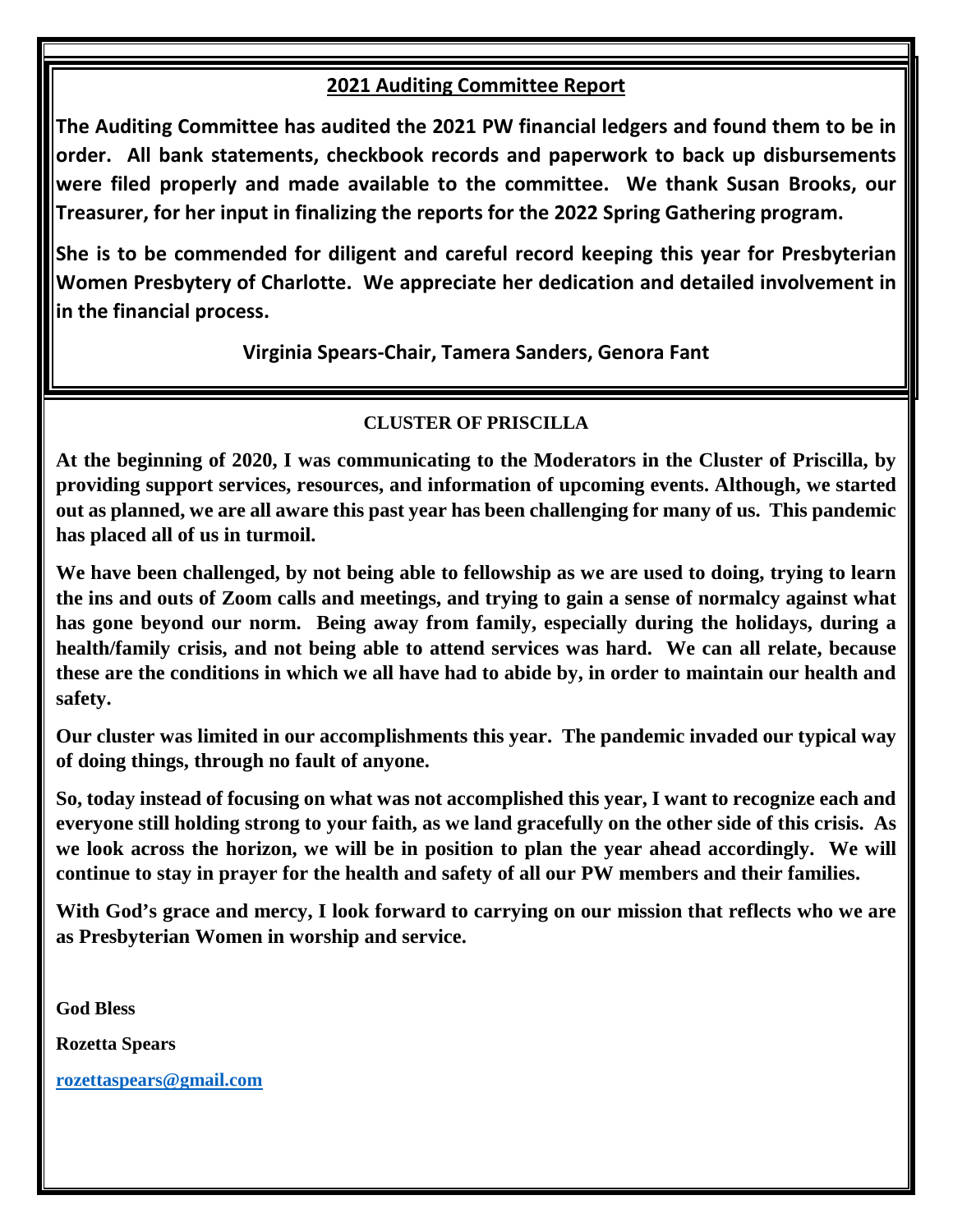## 2021 Auditing Committee Report

**The Auditing Committee has audited the 2021 PW financial ledgers and found them to be in order. All bank statements, checkbook records and paperwork to back up disbursements were filed properly and made available to the committee. We thank Susan Brooks, our Treasurer, for her input in finalizing the reports for the 2022 Spring Gathering program.**

**She is to be commended for diligent and careful record keeping this year for Presbyterian Women Presbytery of Charlotte. We appreciate her dedication and detailed involvement in in the financial process.**

**Virginia Spears-Chair, Tamera Sanders, Genora Fant**

## CLUSTER OF PRISCILLA

**At the beginning of 2020, I was communicating to the Moderators in the Cluster of Priscilla, by providing support services, resources, and information of upcoming events. Although, we started out as planned, we are all aware this past year has been challenging for many of us. This pandemic has placed all of us in turmoil.**

**We have been challenged, by not being able to fellowship as we are used to doing, trying to learn the ins and outs of Zoom calls and meetings, and trying to gain a sense of normalcy against what has gone beyond our norm. Being away from family, especially during the holidays, during a health/family crisis, and not being able to attend services was hard. We can all relate, because these are the conditions in which we all have had to abide by, in order to maintain our health and safety.**

**Our cluster was limited in our accomplishments this year. The pandemic invaded our typical way of doing things, through no fault of anyone.**

**So, today instead of focusing on what was not accomplished this year, I want to recognize each and everyone still holding strong to your faith, as we land gracefully on the other side of this crisis. As we look across the horizon, we will be in position to plan the year ahead accordingly. We will continue to stay in prayer for the health and safety of all our PW members and their families.**

**With God's grace and mercy, I look forward to carrying on our mission that reflects who we are as Presbyterian Women in worship and service.**

**God Bless**

**Rozetta Spears**

**rozettaspears@gmail.com**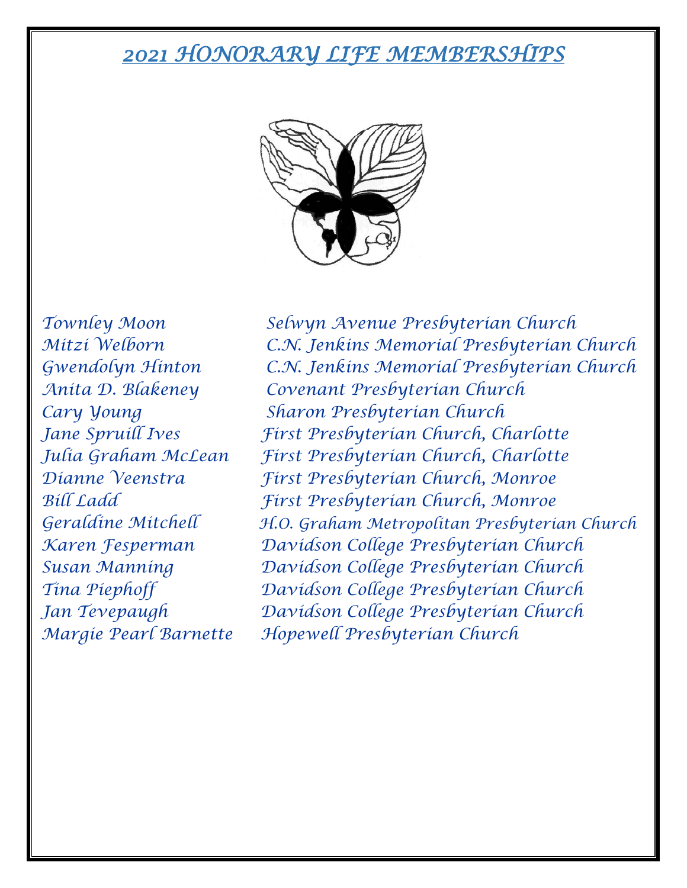# *2021 HONORARY LIFE MEMBERSHIPS*

| | |
|---|---|
| *Townley Moon* | *Selwyn Avenue Presbyterian Church* |
| *Mitzi Welborn* | *C.N. Jenkins Memorial Presbyterian Church* |
| *Gwendolyn Hinton* | *C.N. Jenkins Memorial Presbyterian Church* |
| *Anita D. Blakeney* | *Covenant Presbyterian Church* |
| *Cary Young* | *Sharon Presbyterian Church* |
| *Jane Spruill Ives* | *First Presbyterian Church, Charlotte* |
| *Julia Graham McLean* | *First Presbyterian Church, Charlotte* |
| *Dianne Veenstra* | *First Presbyterian Church, Monroe* |
| *Bill Ladd* | *First Presbyterian Church, Monroe* |
| *Geraldine Mitchell* | *H.O. Graham Metropolitan Presbyterian Church* |
| *Karen Fesperman* | *Davidson College Presbyterian Church* |
| *Susan Manning* | *Davidson College Presbyterian Church* |
| *Tina Piephoff* | *Davidson College Presbyterian Church* |
| *Jan Tevepaugh* | *Davidson College Presbyterian Church* |
| *Margie Pearl Barnette* | *Hopewell Presbyterian Church* |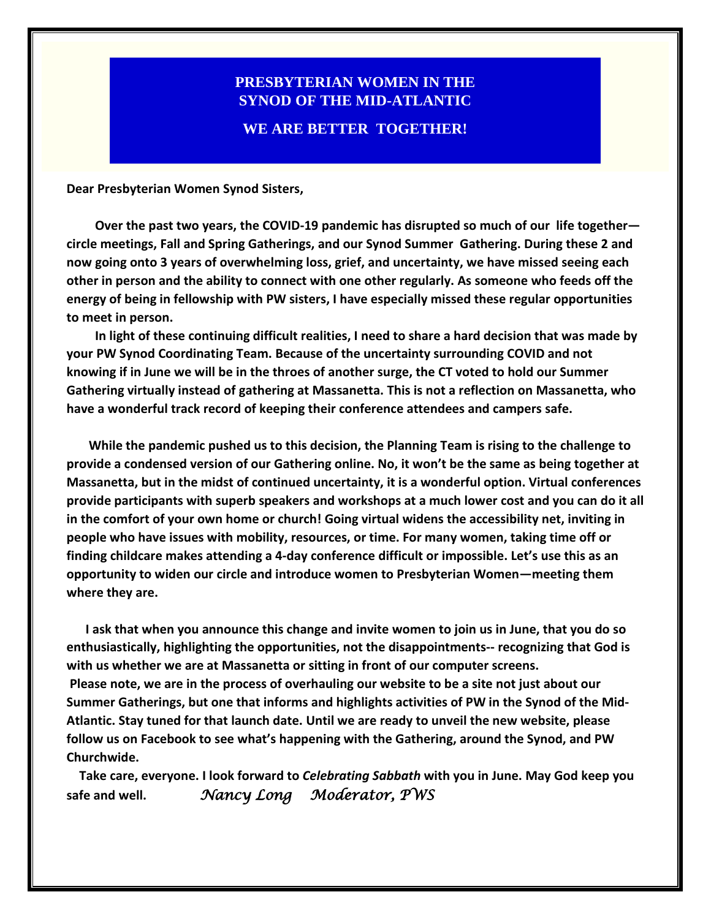# PRESBYTERIAN WOMEN IN THE SYNOD OF THE MID-ATLANTIC

## WE ARE BETTER TOGETHER!

**Dear Presbyterian Women Synod Sisters,**

**Over the past two years, the COVID-19 pandemic has disrupted so much of our life together—circle meetings, Fall and Spring Gatherings, and our Synod Summer Gathering. During these 2 and now going onto 3 years of overwhelming loss, grief, and uncertainty, we have missed seeing each other in person and the ability to connect with one other regularly. As someone who feeds off the energy of being in fellowship with PW sisters, I have especially missed these regular opportunities to meet in person.**

**In light of these continuing difficult realities, I need to share a hard decision that was made by your PW Synod Coordinating Team. Because of the uncertainty surrounding COVID and not knowing if in June we will be in the throes of another surge, the CT voted to hold our Summer Gathering virtually instead of gathering at Massanetta. This is not a reflection on Massanetta, who have a wonderful track record of keeping their conference attendees and campers safe.**

**While the pandemic pushed us to this decision, the Planning Team is rising to the challenge to provide a condensed version of our Gathering online. No, it won't be the same as being together at Massanetta, but in the midst of continued uncertainty, it is a wonderful option. Virtual conferences provide participants with superb speakers and workshops at a much lower cost and you can do it all in the comfort of your own home or church! Going virtual widens the accessibility net, inviting in people who have issues with mobility, resources, or time. For many women, taking time off or finding childcare makes attending a 4-day conference difficult or impossible. Let's use this as an opportunity to widen our circle and introduce women to Presbyterian Women—meeting them where they are.**

**I ask that when you announce this change and invite women to join us in June, that you do so enthusiastically, highlighting the opportunities, not the disappointments-- recognizing that God is with us whether we are at Massanetta or sitting in front of our computer screens.**
**Please note, we are in the process of overhauling our website to be a site not just about our Summer Gatherings, but one that informs and highlights activities of PW in the Synod of the Mid-Atlantic. Stay tuned for that launch date. Until we are ready to unveil the new website, please follow us on Facebook to see what's happening with the Gathering, around the Synod, and PW Churchwide.**

**Take care, everyone. I look forward to *Celebrating Sabbath* with you in June. May God keep you safe and well.** *Nancy Long Moderator, PWS*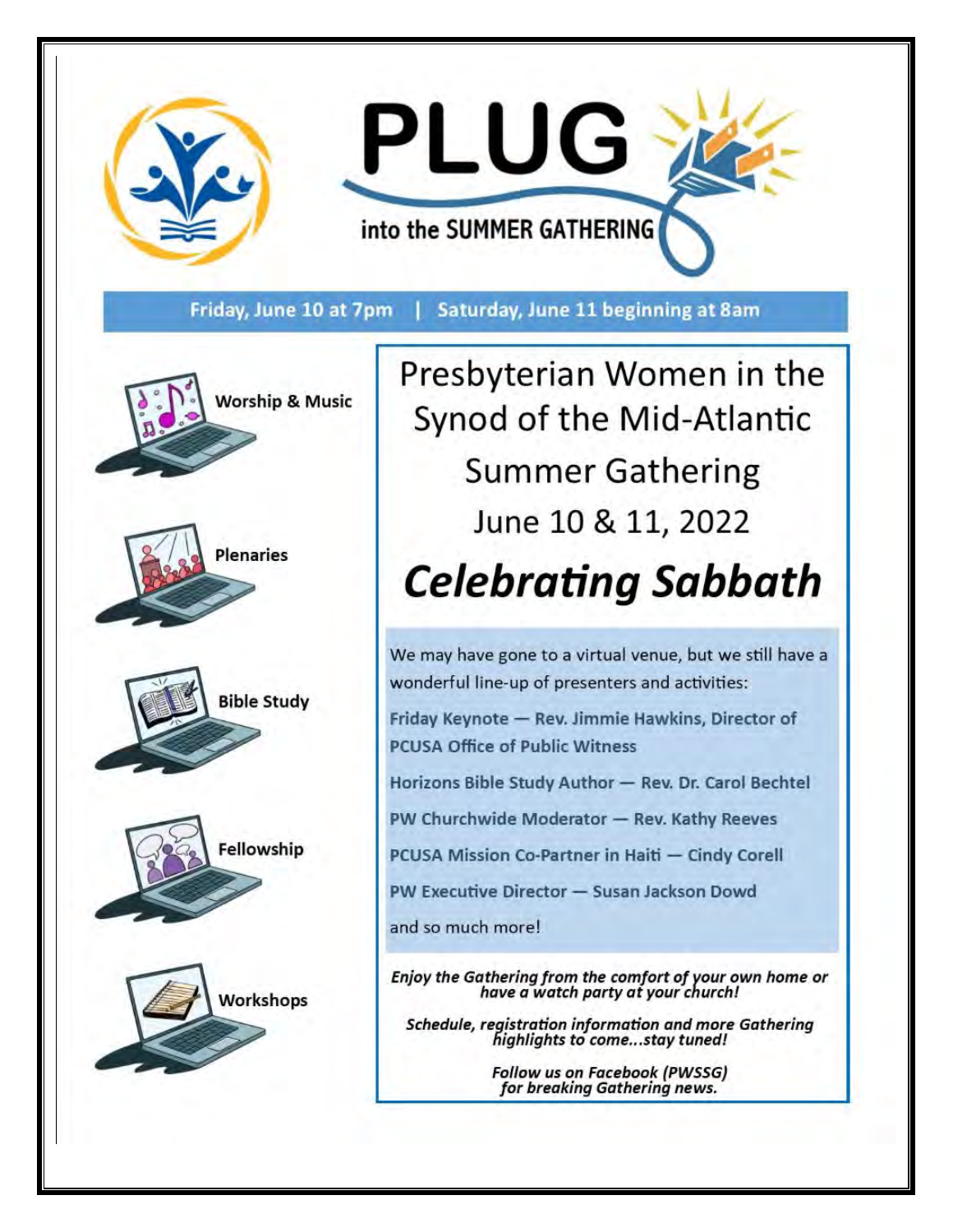# PLUG

into the SUMMER GATHERING

Friday, June 10 at 7pm | Saturday, June 11 beginning at 8am

Worship & Music

Plenaries

Bible Study

Fellowship

Workshops

## Presbyterian Women in the Synod of the Mid-Atlantic Summer Gathering

June 10 & 11, 2022

# *Celebrating Sabbath*

We may have gone to a virtual venue, but we still have a wonderful line-up of presenters and activities:

Friday Keynote — Rev. Jimmie Hawkins, Director of PCUSA Office of Public Witness

Horizons Bible Study Author — Rev. Dr. Carol Bechtel

PW Churchwide Moderator — Rev. Kathy Reeves

PCUSA Mission Co-Partner in Haiti — Cindy Corell

PW Executive Director — Susan Jackson Dowd

and so much more!

*Enjoy the Gathering from the comfort of your own home or have a watch party at your church!*

*Schedule, registration information and more Gathering highlights to come...stay tuned!*

*Follow us on Facebook (PWSSG) for breaking Gathering news.*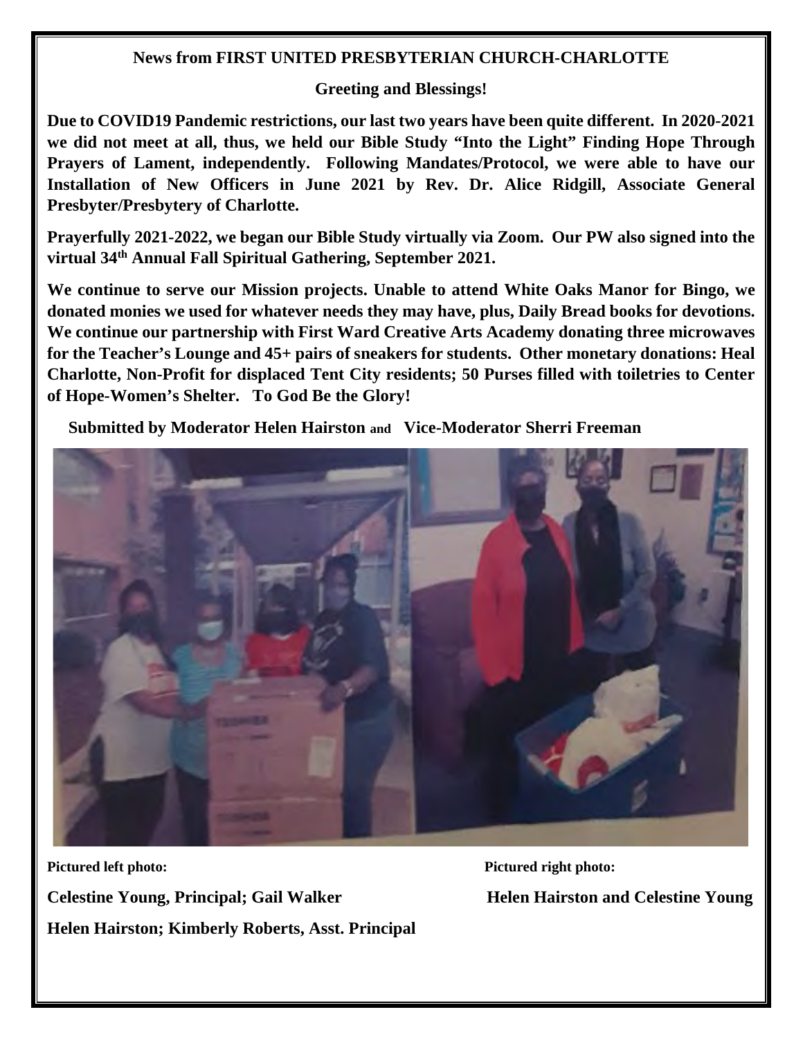**News from FIRST UNITED PRESBYTERIAN CHURCH-CHARLOTTE**

**Greeting and Blessings!**

**Due to COVID19 Pandemic restrictions, our last two years have been quite different. In 2020-2021 we did not meet at all, thus, we held our Bible Study "Into the Light" Finding Hope Through Prayers of Lament, independently. Following Mandates/Protocol, we were able to have our Installation of New Officers in June 2021 by Rev. Dr. Alice Ridgill, Associate General Presbyter/Presbytery of Charlotte.**

**Prayerfully 2021-2022, we began our Bible Study virtually via Zoom. Our PW also signed into the virtual 34th Annual Fall Spiritual Gathering, September 2021.**

**We continue to serve our Mission projects. Unable to attend White Oaks Manor for Bingo, we donated monies we used for whatever needs they may have, plus, Daily Bread books for devotions. We continue our partnership with First Ward Creative Arts Academy donating three microwaves for the Teacher's Lounge and 45+ pairs of sneakers for students. Other monetary donations: Heal Charlotte, Non-Profit for displaced Tent City residents; 50 Purses filled with toiletries to Center of Hope-Women's Shelter. To God Be the Glory!**

**Submitted by Moderator Helen Hairston and Vice-Moderator Sherri Freeman**

**Pictured left photo:**

**Celestine Young, Principal; Gail Walker**

**Helen Hairston; Kimberly Roberts, Asst. Principal**

**Pictured right photo:**

**Helen Hairston and Celestine Young**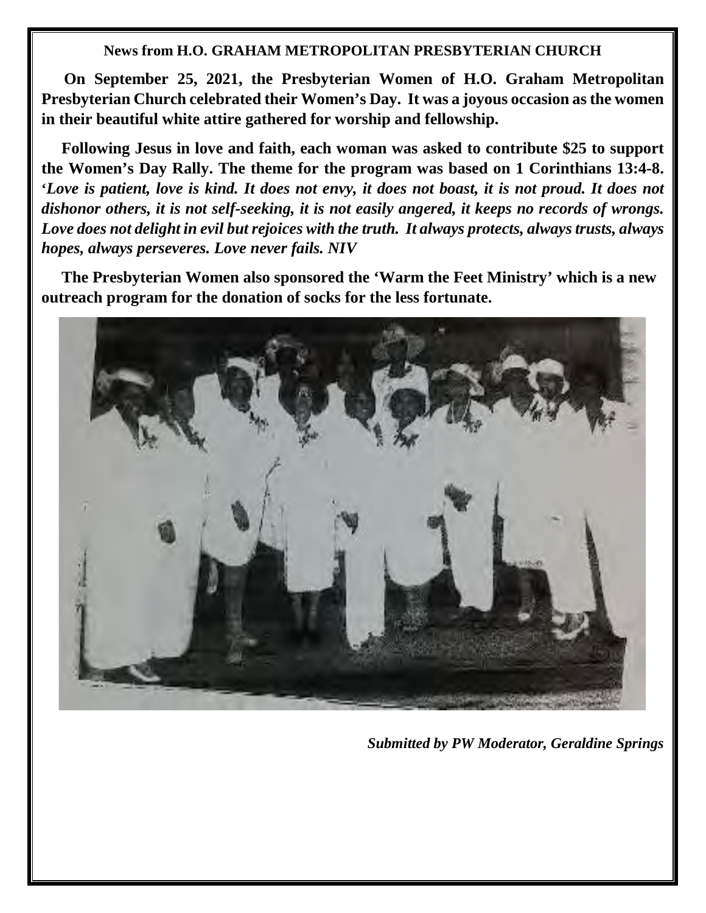**News from H.O. GRAHAM METROPOLITAN PRESBYTERIAN CHURCH**

**On September 25, 2021, the Presbyterian Women of H.O. Graham Metropolitan Presbyterian Church celebrated their Women's Day. It was a joyous occasion as the women in their beautiful white attire gathered for worship and fellowship.**

**Following Jesus in love and faith, each woman was asked to contribute $25 to support the Women's Day Rally. The theme for the program was based on 1 Corinthians 13:4-8. '*Love is patient, love is kind. It does not envy, it does not boast, it is not proud. It does not dishonor others, it is not self-seeking, it is not easily angered, it keeps no records of wrongs. Love does not delight in evil but rejoices with the truth. It always protects, always trusts, always hopes, always perseveres. Love never fails. NIV***

**The Presbyterian Women also sponsored the 'Warm the Feet Ministry' which is a new outreach program for the donation of socks for the less fortunate.**

***Submitted by PW Moderator, Geraldine Springs***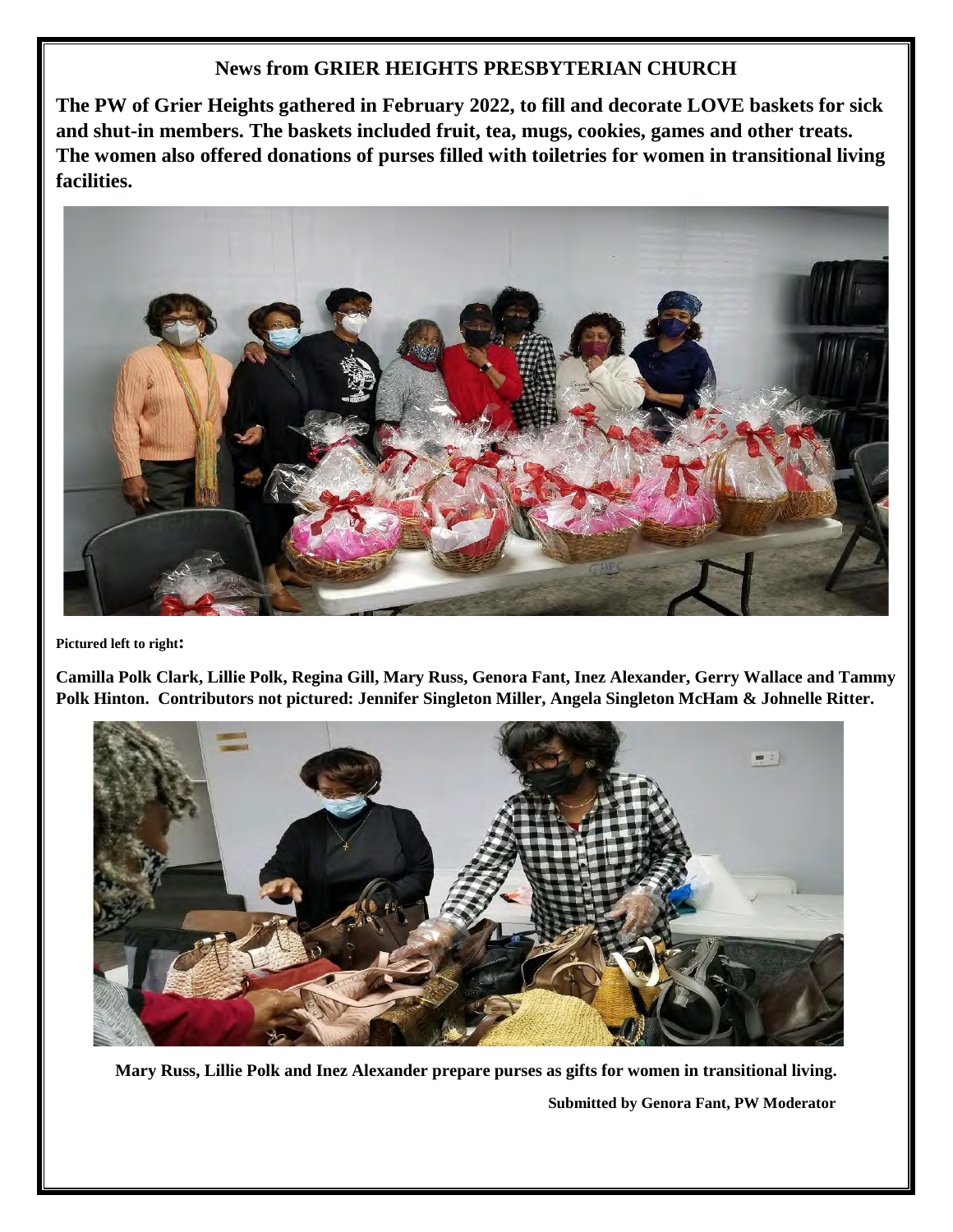## News from GRIER HEIGHTS PRESBYTERIAN CHURCH

**The PW of Grier Heights gathered in February 2022, to fill and decorate LOVE baskets for sick and shut-in members. The baskets included fruit, tea, mugs, cookies, games and other treats. The women also offered donations of purses filled with toiletries for women in transitional living facilities.**

**Pictured left to right:**

**Camilla Polk Clark, Lillie Polk, Regina Gill, Mary Russ, Genora Fant, Inez Alexander, Gerry Wallace and Tammy Polk Hinton. Contributors not pictured: Jennifer Singleton Miller, Angela Singleton McHam & Johnelle Ritter.**

**Mary Russ, Lillie Polk and Inez Alexander prepare purses as gifts for women in transitional living.**

**Submitted by Genora Fant, PW Moderator**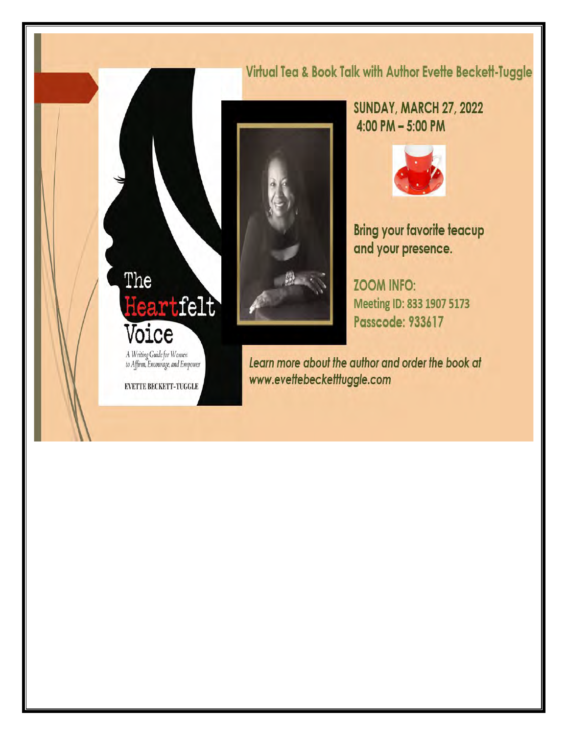## Virtual Tea & Book Talk with Author Evette Beckett-Tuggle

The Heartfelt Voice

A Writing Guide for Women to Affirm, Encourage, and Empower

EVETTE BECKETT-TUGGLE

**SUNDAY, MARCH 27, 2022**
**4:00 PM – 5:00 PM**

**Bring your favorite teacup and your presence.**

**ZOOM INFO:**
**Meeting ID: 833 1907 5173**
**Passcode: 933617**

*Learn more about the author and order the book at www.evettebeckettuggle.com*